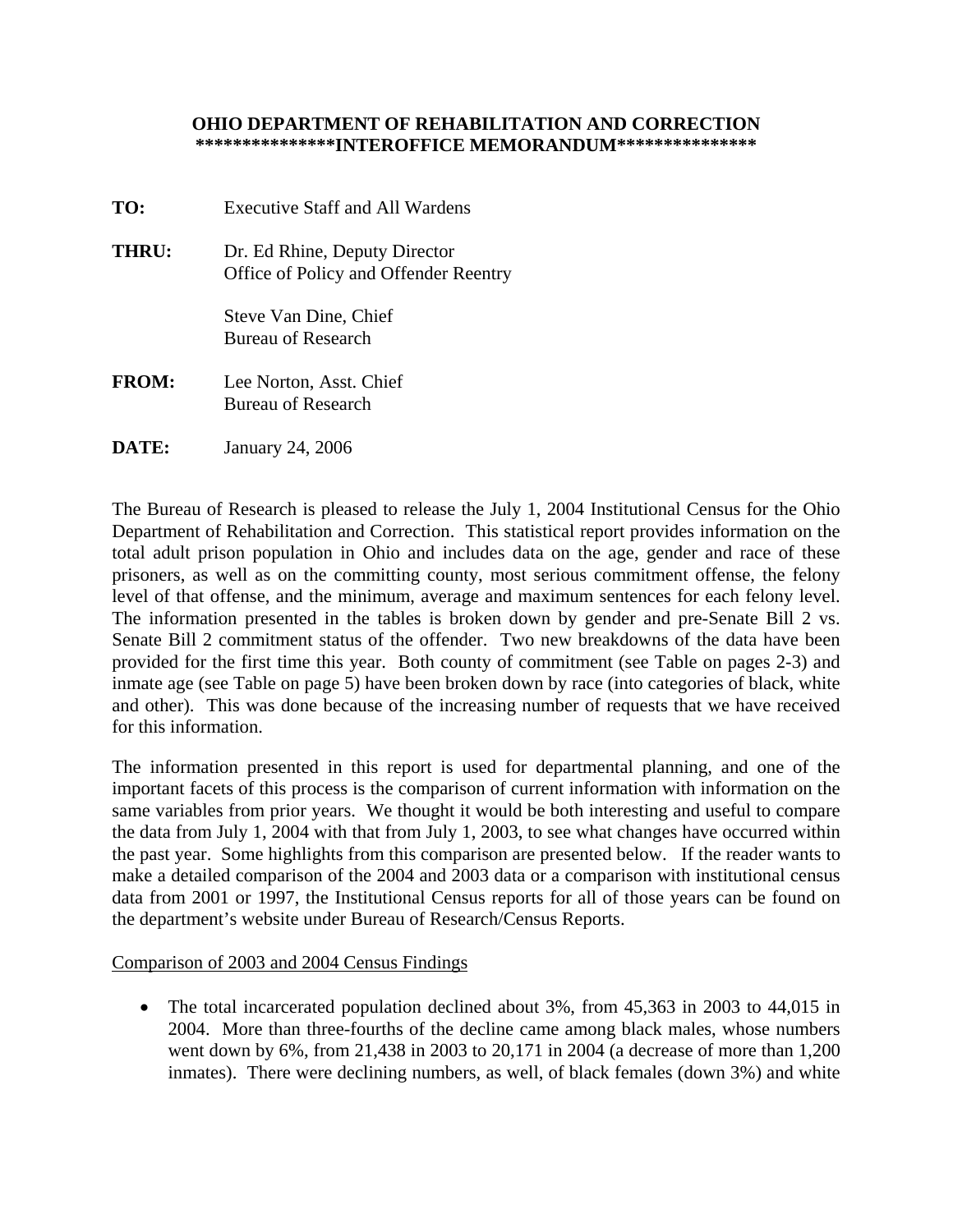**OHIO DEPARTMENT OF REHABILITATION AND CORRECTION**
**\*\*\*\*\*\*\*\*\*\*\*\*\*\*\*INTEROFFICE MEMORANDUM\*\*\*\*\*\*\*\*\*\*\*\*\*\*\***

**TO:** Executive Staff and All Wardens

**THRU:** Dr. Ed Rhine, Deputy Director
Office of Policy and Offender Reentry

Steve Van Dine, Chief
Bureau of Research

**FROM:** Lee Norton, Asst. Chief
Bureau of Research

**DATE:** January 24, 2006

The Bureau of Research is pleased to release the July 1, 2004 Institutional Census for the Ohio Department of Rehabilitation and Correction. This statistical report provides information on the total adult prison population in Ohio and includes data on the age, gender and race of these prisoners, as well as on the committing county, most serious commitment offense, the felony level of that offense, and the minimum, average and maximum sentences for each felony level. The information presented in the tables is broken down by gender and pre-Senate Bill 2 vs. Senate Bill 2 commitment status of the offender. Two new breakdowns of the data have been provided for the first time this year. Both county of commitment (see Table on pages 2-3) and inmate age (see Table on page 5) have been broken down by race (into categories of black, white and other). This was done because of the increasing number of requests that we have received for this information.

The information presented in this report is used for departmental planning, and one of the important facets of this process is the comparison of current information with information on the same variables from prior years. We thought it would be both interesting and useful to compare the data from July 1, 2004 with that from July 1, 2003, to see what changes have occurred within the past year. Some highlights from this comparison are presented below. If the reader wants to make a detailed comparison of the 2004 and 2003 data or a comparison with institutional census data from 2001 or 1997, the Institutional Census reports for all of those years can be found on the department's website under Bureau of Research/Census Reports.

<u>Comparison of 2003 and 2004 Census Findings</u>

- The total incarcerated population declined about 3%, from 45,363 in 2003 to 44,015 in 2004. More than three-fourths of the decline came among black males, whose numbers went down by 6%, from 21,438 in 2003 to 20,171 in 2004 (a decrease of more than 1,200 inmates). There were declining numbers, as well, of black females (down 3%) and white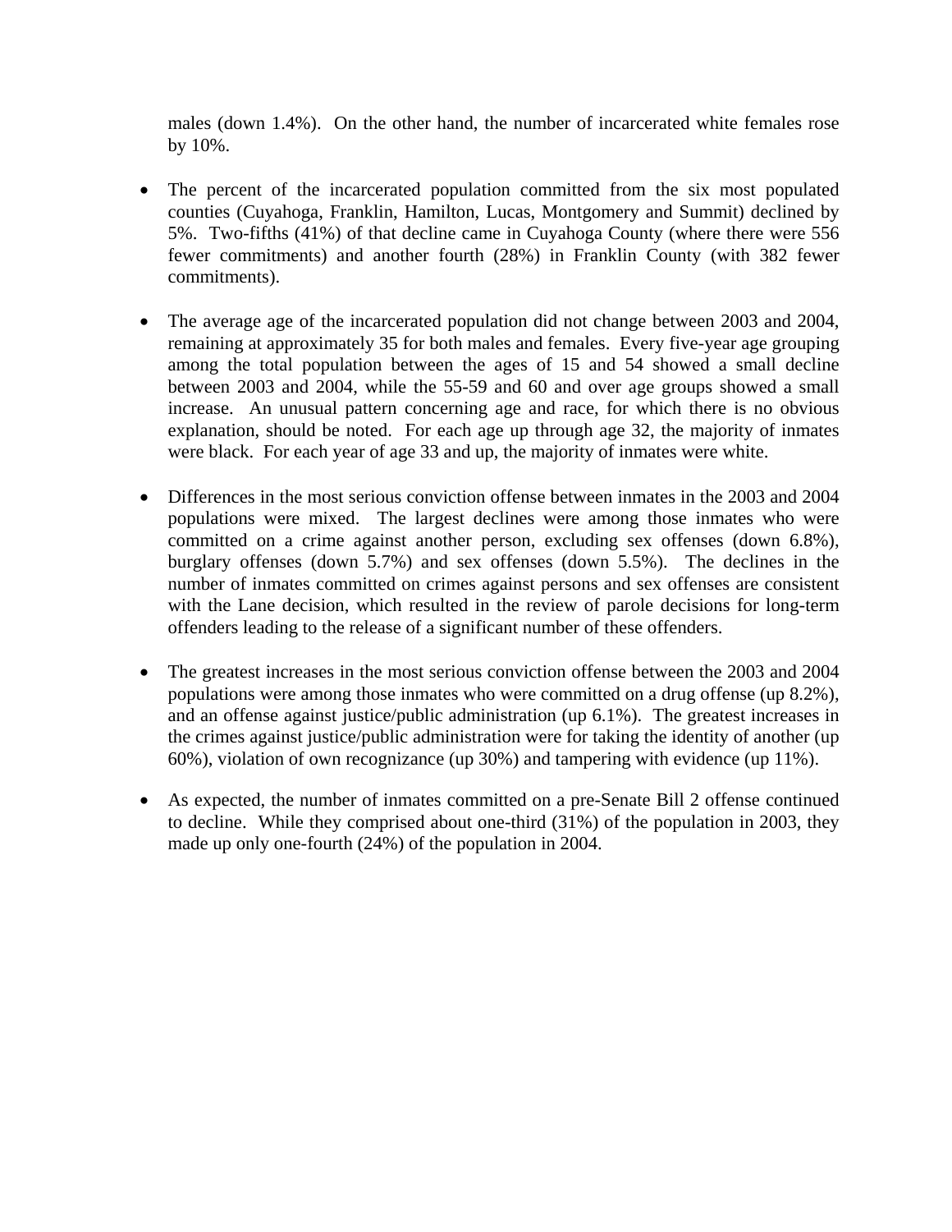males (down 1.4%). On the other hand, the number of incarcerated white females rose by 10%.

- The percent of the incarcerated population committed from the six most populated counties (Cuyahoga, Franklin, Hamilton, Lucas, Montgomery and Summit) declined by 5%. Two-fifths (41%) of that decline came in Cuyahoga County (where there were 556 fewer commitments) and another fourth (28%) in Franklin County (with 382 fewer commitments).

- The average age of the incarcerated population did not change between 2003 and 2004, remaining at approximately 35 for both males and females. Every five-year age grouping among the total population between the ages of 15 and 54 showed a small decline between 2003 and 2004, while the 55-59 and 60 and over age groups showed a small increase. An unusual pattern concerning age and race, for which there is no obvious explanation, should be noted. For each age up through age 32, the majority of inmates were black. For each year of age 33 and up, the majority of inmates were white.

- Differences in the most serious conviction offense between inmates in the 2003 and 2004 populations were mixed. The largest declines were among those inmates who were committed on a crime against another person, excluding sex offenses (down 6.8%), burglary offenses (down 5.7%) and sex offenses (down 5.5%). The declines in the number of inmates committed on crimes against persons and sex offenses are consistent with the Lane decision, which resulted in the review of parole decisions for long-term offenders leading to the release of a significant number of these offenders.

- The greatest increases in the most serious conviction offense between the 2003 and 2004 populations were among those inmates who were committed on a drug offense (up 8.2%), and an offense against justice/public administration (up 6.1%). The greatest increases in the crimes against justice/public administration were for taking the identity of another (up 60%), violation of own recognizance (up 30%) and tampering with evidence (up 11%).

- As expected, the number of inmates committed on a pre-Senate Bill 2 offense continued to decline. While they comprised about one-third (31%) of the population in 2003, they made up only one-fourth (24%) of the population in 2004.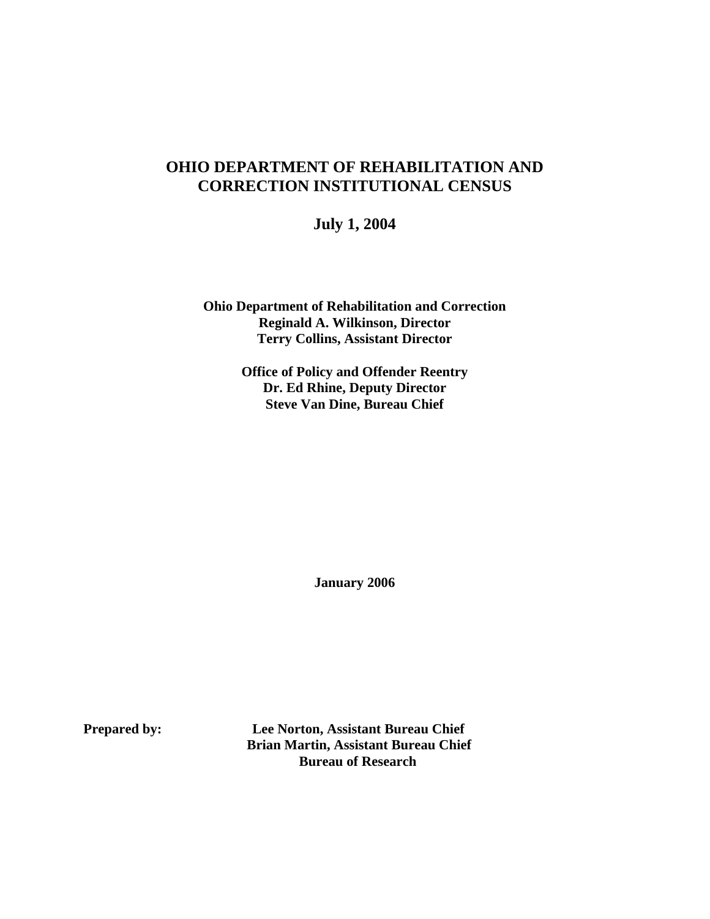# OHIO DEPARTMENT OF REHABILITATION AND CORRECTION INSTITUTIONAL CENSUS

**July 1, 2004**

**Ohio Department of Rehabilitation and Correction**
**Reginald A. Wilkinson, Director**
**Terry Collins, Assistant Director**

**Office of Policy and Offender Reentry**
**Dr. Ed Rhine, Deputy Director**
**Steve Van Dine, Bureau Chief**

**January 2006**

**Prepared by:** **Lee Norton, Assistant Bureau Chief**
**Brian Martin, Assistant Bureau Chief**
**Bureau of Research**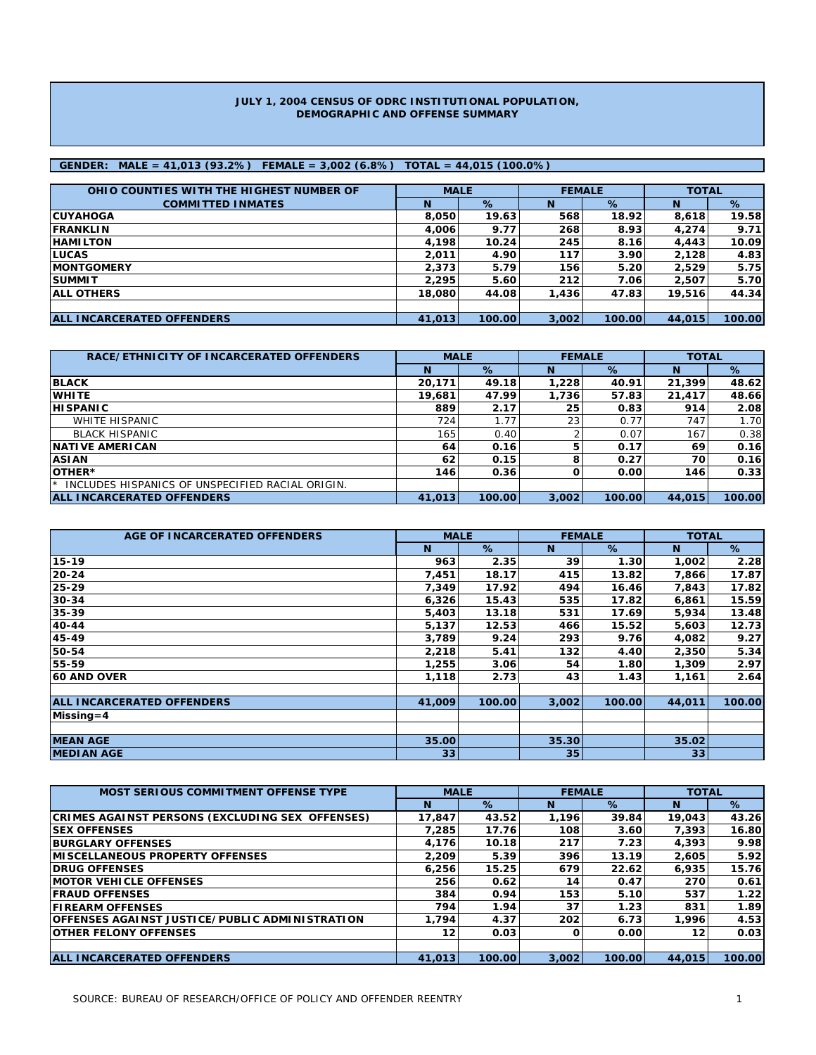# JULY 1, 2004 CENSUS OF ODRC INSTITUTIONAL POPULATION, DEMOGRAPHIC AND OFFENSE SUMMARY

**GENDER: MALE = 41,013 (93.2%) FEMALE = 3,002 (6.8%) TOTAL = 44,015 (100.0%)**

| OHIO COUNTIES WITH THE HIGHEST NUMBER OF COMMITTED INMATES | MALE | | FEMALE | | TOTAL | |
|---|---|---|---|---|---|---|
| | N | % | N | % | N | % |
| CUYAHOGA | 8,050 | 19.63 | 568 | 18.92 | 8,618 | 19.58 |
| FRANKLIN | 4,006 | 9.77 | 268 | 8.93 | 4,274 | 9.71 |
| HAMILTON | 4,198 | 10.24 | 245 | 8.16 | 4,443 | 10.09 |
| LUCAS | 2,011 | 4.90 | 117 | 3.90 | 2,128 | 4.83 |
| MONTGOMERY | 2,373 | 5.79 | 156 | 5.20 | 2,529 | 5.75 |
| SUMMIT | 2,295 | 5.60 | 212 | 7.06 | 2,507 | 5.70 |
| ALL OTHERS | 18,080 | 44.08 | 1,436 | 47.83 | 19,516 | 44.34 |
| ALL INCARCERATED OFFENDERS | 41,013 | 100.00 | 3,002 | 100.00 | 44,015 | 100.00 |

| RACE/ETHNICITY OF INCARCERATED OFFENDERS | MALE | | FEMALE | | TOTAL | |
|---|---|---|---|---|---|---|
| | N | % | N | % | N | % |
| BLACK | 20,171 | 49.18 | 1,228 | 40.91 | 21,399 | 48.62 |
| WHITE | 19,681 | 47.99 | 1,736 | 57.83 | 21,417 | 48.66 |
| HISPANIC | 889 | 2.17 | 25 | 0.83 | 914 | 2.08 |
| WHITE HISPANIC | 724 | 1.77 | 23 | 0.77 | 747 | 1.70 |
| BLACK HISPANIC | 165 | 0.40 | 2 | 0.07 | 167 | 0.38 |
| NATIVE AMERICAN | 64 | 0.16 | 5 | 0.17 | 69 | 0.16 |
| ASIAN | 62 | 0.15 | 8 | 0.27 | 70 | 0.16 |
| OTHER* | 146 | 0.36 | 0 | 0.00 | 146 | 0.33 |
| * INCLUDES HISPANICS OF UNSPECIFIED RACIAL ORIGIN. | | | | | | |
| ALL INCARCERATED OFFENDERS | 41,013 | 100.00 | 3,002 | 100.00 | 44,015 | 100.00 |

| AGE OF INCARCERATED OFFENDERS | MALE | | FEMALE | | TOTAL | |
|---|---|---|---|---|---|---|
| | N | % | N | % | N | % |
| 15-19 | 963 | 2.35 | 39 | 1.30 | 1,002 | 2.28 |
| 20-24 | 7,451 | 18.17 | 415 | 13.82 | 7,866 | 17.87 |
| 25-29 | 7,349 | 17.92 | 494 | 16.46 | 7,843 | 17.82 |
| 30-34 | 6,326 | 15.43 | 535 | 17.82 | 6,861 | 15.59 |
| 35-39 | 5,403 | 13.18 | 531 | 17.69 | 5,934 | 13.48 |
| 40-44 | 5,137 | 12.53 | 466 | 15.52 | 5,603 | 12.73 |
| 45-49 | 3,789 | 9.24 | 293 | 9.76 | 4,082 | 9.27 |
| 50-54 | 2,218 | 5.41 | 132 | 4.40 | 2,350 | 5.34 |
| 55-59 | 1,255 | 3.06 | 54 | 1.80 | 1,309 | 2.97 |
| 60 AND OVER | 1,118 | 2.73 | 43 | 1.43 | 1,161 | 2.64 |
| ALL INCARCERATED OFFENDERS | 41,009 | 100.00 | 3,002 | 100.00 | 44,011 | 100.00 |
| Missing=4 | | | | | | |
| MEAN AGE | 35.00 | | 35.30 | | 35.02 | |
| MEDIAN AGE | 33 | | 35 | | 33 | |

| MOST SERIOUS COMMITMENT OFFENSE TYPE | MALE | | FEMALE | | TOTAL | |
|---|---|---|---|---|---|---|
| | N | % | N | % | N | % |
| CRIMES AGAINST PERSONS (EXCLUDING SEX OFFENSES) | 17,847 | 43.52 | 1,196 | 39.84 | 19,043 | 43.26 |
| SEX OFFENSES | 7,285 | 17.76 | 108 | 3.60 | 7,393 | 16.80 |
| BURGLARY OFFENSES | 4,176 | 10.18 | 217 | 7.23 | 4,393 | 9.98 |
| MISCELLANEOUS PROPERTY OFFENSES | 2,209 | 5.39 | 396 | 13.19 | 2,605 | 5.92 |
| DRUG OFFENSES | 6,256 | 15.25 | 679 | 22.62 | 6,935 | 15.76 |
| MOTOR VEHICLE OFFENSES | 256 | 0.62 | 14 | 0.47 | 270 | 0.61 |
| FRAUD OFFENSES | 384 | 0.94 | 153 | 5.10 | 537 | 1.22 |
| FIREARM OFFENSES | 794 | 1.94 | 37 | 1.23 | 831 | 1.89 |
| OFFENSES AGAINST JUSTICE/PUBLIC ADMINISTRATION | 1,794 | 4.37 | 202 | 6.73 | 1,996 | 4.53 |
| OTHER FELONY OFFENSES | 12 | 0.03 | 0 | 0.00 | 12 | 0.03 |
| ALL INCARCERATED OFFENDERS | 41,013 | 100.00 | 3,002 | 100.00 | 44,015 | 100.00 |

SOURCE: BUREAU OF RESEARCH/OFFICE OF POLICY AND OFFENDER REENTRY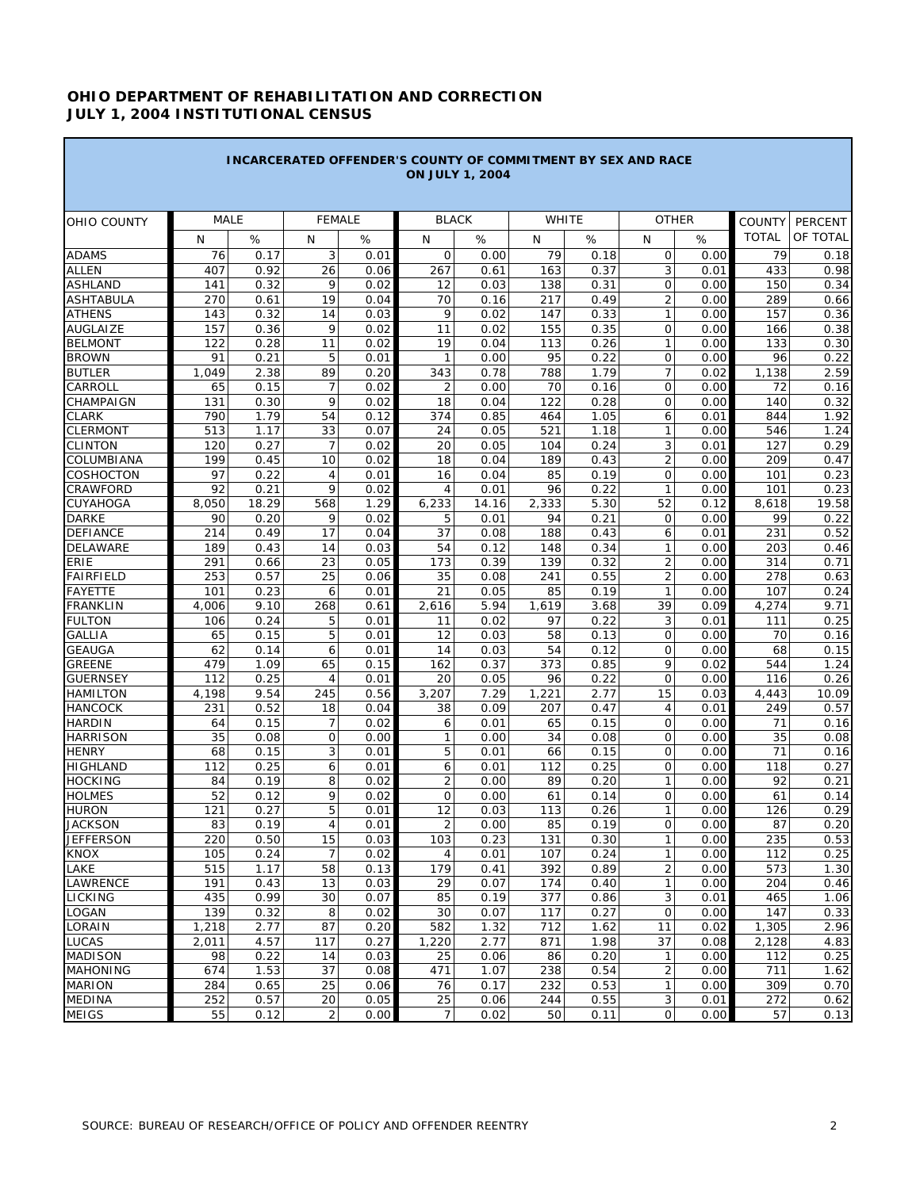**OHIO DEPARTMENT OF REHABILITATION AND CORRECTION**
**JULY 1, 2004 INSTITUTIONAL CENSUS**

**INCARCERATED OFFENDER'S COUNTY OF COMMITMENT BY SEX AND RACE ON JULY 1, 2004**

| OHIO COUNTY | MALE | | FEMALE | | BLACK | | WHITE | | OTHER | | COUNTY TOTAL | PERCENT OF TOTAL |
|---|---|---|---|---|---|---|---|---|---|---|---|---|
| | N | % | N | % | N | % | N | % | N | % | | |
| ADAMS | 76 | 0.17 | 3 | 0.01 | 0 | 0.00 | 79 | 0.18 | 0 | 0.00 | 79 | 0.18 |
| ALLEN | 407 | 0.92 | 26 | 0.06 | 267 | 0.61 | 163 | 0.37 | 3 | 0.01 | 433 | 0.98 |
| ASHLAND | 141 | 0.32 | 9 | 0.02 | 12 | 0.03 | 138 | 0.31 | 0 | 0.00 | 150 | 0.34 |
| ASHTABULA | 270 | 0.61 | 19 | 0.04 | 70 | 0.16 | 217 | 0.49 | 2 | 0.00 | 289 | 0.66 |
| ATHENS | 143 | 0.32 | 14 | 0.03 | 9 | 0.02 | 147 | 0.33 | 1 | 0.00 | 157 | 0.36 |
| AUGLAIZE | 157 | 0.36 | 9 | 0.02 | 11 | 0.02 | 155 | 0.35 | 0 | 0.00 | 166 | 0.38 |
| BELMONT | 122 | 0.28 | 11 | 0.02 | 19 | 0.04 | 113 | 0.26 | 1 | 0.00 | 133 | 0.30 |
| BROWN | 91 | 0.21 | 5 | 0.01 | 1 | 0.00 | 95 | 0.22 | 0 | 0.00 | 96 | 0.22 |
| BUTLER | 1,049 | 2.38 | 89 | 0.20 | 343 | 0.78 | 788 | 1.79 | 7 | 0.02 | 1,138 | 2.59 |
| CARROLL | 65 | 0.15 | 7 | 0.02 | 2 | 0.00 | 70 | 0.16 | 0 | 0.00 | 72 | 0.16 |
| CHAMPAIGN | 131 | 0.30 | 9 | 0.02 | 18 | 0.04 | 122 | 0.28 | 0 | 0.00 | 140 | 0.32 |
| CLARK | 790 | 1.79 | 54 | 0.12 | 374 | 0.85 | 464 | 1.05 | 6 | 0.01 | 844 | 1.92 |
| CLERMONT | 513 | 1.17 | 33 | 0.07 | 24 | 0.05 | 521 | 1.18 | 1 | 0.00 | 546 | 1.24 |
| CLINTON | 120 | 0.27 | 7 | 0.02 | 20 | 0.05 | 104 | 0.24 | 3 | 0.01 | 127 | 0.29 |
| COLUMBIANA | 199 | 0.45 | 10 | 0.02 | 18 | 0.04 | 189 | 0.43 | 2 | 0.00 | 209 | 0.47 |
| COSHOCTON | 97 | 0.22 | 4 | 0.01 | 16 | 0.04 | 85 | 0.19 | 0 | 0.00 | 101 | 0.23 |
| CRAWFORD | 92 | 0.21 | 9 | 0.02 | 4 | 0.01 | 96 | 0.22 | 1 | 0.00 | 101 | 0.23 |
| CUYAHOGA | 8,050 | 18.29 | 568 | 1.29 | 6,233 | 14.16 | 2,333 | 5.30 | 52 | 0.12 | 8,618 | 19.58 |
| DARKE | 90 | 0.20 | 9 | 0.02 | 5 | 0.01 | 94 | 0.21 | 0 | 0.00 | 99 | 0.22 |
| DEFIANCE | 214 | 0.49 | 17 | 0.04 | 37 | 0.08 | 188 | 0.43 | 6 | 0.01 | 231 | 0.52 |
| DELAWARE | 189 | 0.43 | 14 | 0.03 | 54 | 0.12 | 148 | 0.34 | 1 | 0.00 | 203 | 0.46 |
| ERIE | 291 | 0.66 | 23 | 0.05 | 173 | 0.39 | 139 | 0.32 | 2 | 0.00 | 314 | 0.71 |
| FAIRFIELD | 253 | 0.57 | 25 | 0.06 | 35 | 0.08 | 241 | 0.55 | 2 | 0.00 | 278 | 0.63 |
| FAYETTE | 101 | 0.23 | 6 | 0.01 | 21 | 0.05 | 85 | 0.19 | 1 | 0.00 | 107 | 0.24 |
| FRANKLIN | 4,006 | 9.10 | 268 | 0.61 | 2,616 | 5.94 | 1,619 | 3.68 | 39 | 0.09 | 4,274 | 9.71 |
| FULTON | 106 | 0.24 | 5 | 0.01 | 11 | 0.02 | 97 | 0.22 | 3 | 0.01 | 111 | 0.25 |
| GALLIA | 65 | 0.15 | 5 | 0.01 | 12 | 0.03 | 58 | 0.13 | 0 | 0.00 | 70 | 0.16 |
| GEAUGA | 62 | 0.14 | 6 | 0.01 | 14 | 0.03 | 54 | 0.12 | 0 | 0.00 | 68 | 0.15 |
| GREENE | 479 | 1.09 | 65 | 0.15 | 162 | 0.37 | 373 | 0.85 | 9 | 0.02 | 544 | 1.24 |
| GUERNSEY | 112 | 0.25 | 4 | 0.01 | 20 | 0.05 | 96 | 0.22 | 0 | 0.00 | 116 | 0.26 |
| HAMILTON | 4,198 | 9.54 | 245 | 0.56 | 3,207 | 7.29 | 1,221 | 2.77 | 15 | 0.03 | 4,443 | 10.09 |
| HANCOCK | 231 | 0.52 | 18 | 0.04 | 38 | 0.09 | 207 | 0.47 | 4 | 0.01 | 249 | 0.57 |
| HARDIN | 64 | 0.15 | 7 | 0.02 | 6 | 0.01 | 65 | 0.15 | 0 | 0.00 | 71 | 0.16 |
| HARRISON | 35 | 0.08 | 0 | 0.00 | 1 | 0.00 | 34 | 0.08 | 0 | 0.00 | 35 | 0.08 |
| HENRY | 68 | 0.15 | 3 | 0.01 | 5 | 0.01 | 66 | 0.15 | 0 | 0.00 | 71 | 0.16 |
| HIGHLAND | 112 | 0.25 | 6 | 0.01 | 6 | 0.01 | 112 | 0.25 | 0 | 0.00 | 118 | 0.27 |
| HOCKING | 84 | 0.19 | 8 | 0.02 | 2 | 0.00 | 89 | 0.20 | 1 | 0.00 | 92 | 0.21 |
| HOLMES | 52 | 0.12 | 9 | 0.02 | 0 | 0.00 | 61 | 0.14 | 0 | 0.00 | 61 | 0.14 |
| HURON | 121 | 0.27 | 5 | 0.01 | 12 | 0.03 | 113 | 0.26 | 1 | 0.00 | 126 | 0.29 |
| JACKSON | 83 | 0.19 | 4 | 0.01 | 2 | 0.00 | 85 | 0.19 | 0 | 0.00 | 87 | 0.20 |
| JEFFERSON | 220 | 0.50 | 15 | 0.03 | 103 | 0.23 | 131 | 0.30 | 1 | 0.00 | 235 | 0.53 |
| KNOX | 105 | 0.24 | 7 | 0.02 | 4 | 0.01 | 107 | 0.24 | 1 | 0.00 | 112 | 0.25 |
| LAKE | 515 | 1.17 | 58 | 0.13 | 179 | 0.41 | 392 | 0.89 | 2 | 0.00 | 573 | 1.30 |
| LAWRENCE | 191 | 0.43 | 13 | 0.03 | 29 | 0.07 | 174 | 0.40 | 1 | 0.00 | 204 | 0.46 |
| LICKING | 435 | 0.99 | 30 | 0.07 | 85 | 0.19 | 377 | 0.86 | 3 | 0.01 | 465 | 1.06 |
| LOGAN | 139 | 0.32 | 8 | 0.02 | 30 | 0.07 | 117 | 0.27 | 0 | 0.00 | 147 | 0.33 |
| LORAIN | 1,218 | 2.77 | 87 | 0.20 | 582 | 1.32 | 712 | 1.62 | 11 | 0.02 | 1,305 | 2.96 |
| LUCAS | 2,011 | 4.57 | 117 | 0.27 | 1,220 | 2.77 | 871 | 1.98 | 37 | 0.08 | 2,128 | 4.83 |
| MADISON | 98 | 0.22 | 14 | 0.03 | 25 | 0.06 | 86 | 0.20 | 1 | 0.00 | 112 | 0.25 |
| MAHONING | 674 | 1.53 | 37 | 0.08 | 471 | 1.07 | 238 | 0.54 | 2 | 0.00 | 711 | 1.62 |
| MARION | 284 | 0.65 | 25 | 0.06 | 76 | 0.17 | 232 | 0.53 | 1 | 0.00 | 309 | 0.70 |
| MEDINA | 252 | 0.57 | 20 | 0.05 | 25 | 0.06 | 244 | 0.55 | 3 | 0.01 | 272 | 0.62 |
| MEIGS | 55 | 0.12 | 2 | 0.00 | 7 | 0.02 | 50 | 0.11 | 0 | 0.00 | 57 | 0.13 |

SOURCE: BUREAU OF RESEARCH/OFFICE OF POLICY AND OFFENDER REENTRY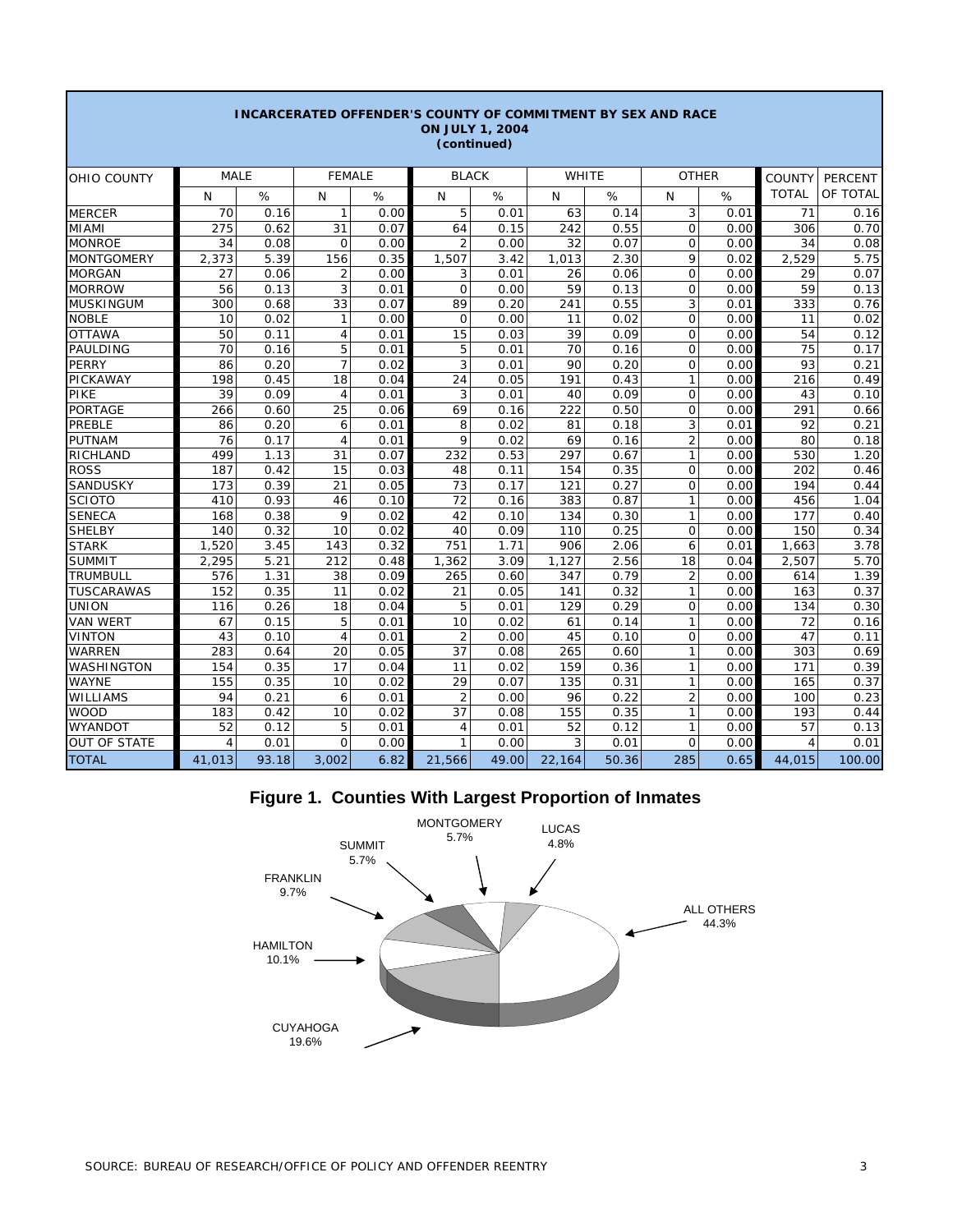# INCARCERATED OFFENDER'S COUNTY OF COMMITMENT BY SEX AND RACE
## ON JULY 1, 2004
### (continued)

| OHIO COUNTY | MALE | | FEMALE | | BLACK | | WHITE | | OTHER | | COUNTY TOTAL | PERCENT OF TOTAL |
|---|---|---|---|---|---|---|---|---|---|---|---|---|
| | N | % | N | % | N | % | N | % | N | % | | |
| MERCER | 70 | 0.16 | 1 | 0.00 | 5 | 0.01 | 63 | 0.14 | 3 | 0.01 | 71 | 0.16 |
| MIAMI | 275 | 0.62 | 31 | 0.07 | 64 | 0.15 | 242 | 0.55 | 0 | 0.00 | 306 | 0.70 |
| MONROE | 34 | 0.08 | 0 | 0.00 | 2 | 0.00 | 32 | 0.07 | 0 | 0.00 | 34 | 0.08 |
| MONTGOMERY | 2,373 | 5.39 | 156 | 0.35 | 1,507 | 3.42 | 1,013 | 2.30 | 9 | 0.02 | 2,529 | 5.75 |
| MORGAN | 27 | 0.06 | 2 | 0.00 | 3 | 0.01 | 26 | 0.06 | 0 | 0.00 | 29 | 0.07 |
| MORROW | 56 | 0.13 | 3 | 0.01 | 0 | 0.00 | 59 | 0.13 | 0 | 0.00 | 59 | 0.13 |
| MUSKINGUM | 300 | 0.68 | 33 | 0.07 | 89 | 0.20 | 241 | 0.55 | 3 | 0.01 | 333 | 0.76 |
| NOBLE | 10 | 0.02 | 1 | 0.00 | 0 | 0.00 | 11 | 0.02 | 0 | 0.00 | 11 | 0.02 |
| OTTAWA | 50 | 0.11 | 4 | 0.01 | 15 | 0.03 | 39 | 0.09 | 0 | 0.00 | 54 | 0.12 |
| PAULDING | 70 | 0.16 | 5 | 0.01 | 5 | 0.01 | 70 | 0.16 | 0 | 0.00 | 75 | 0.17 |
| PERRY | 86 | 0.20 | 7 | 0.02 | 3 | 0.01 | 90 | 0.20 | 0 | 0.00 | 93 | 0.21 |
| PICKAWAY | 198 | 0.45 | 18 | 0.04 | 24 | 0.05 | 191 | 0.43 | 1 | 0.00 | 216 | 0.49 |
| PIKE | 39 | 0.09 | 4 | 0.01 | 3 | 0.01 | 40 | 0.09 | 0 | 0.00 | 43 | 0.10 |
| PORTAGE | 266 | 0.60 | 25 | 0.06 | 69 | 0.16 | 222 | 0.50 | 0 | 0.00 | 291 | 0.66 |
| PREBLE | 86 | 0.20 | 6 | 0.01 | 8 | 0.02 | 81 | 0.18 | 3 | 0.01 | 92 | 0.21 |
| PUTNAM | 76 | 0.17 | 4 | 0.01 | 9 | 0.02 | 69 | 0.16 | 2 | 0.00 | 80 | 0.18 |
| RICHLAND | 499 | 1.13 | 31 | 0.07 | 232 | 0.53 | 297 | 0.67 | 1 | 0.00 | 530 | 1.20 |
| ROSS | 187 | 0.42 | 15 | 0.03 | 48 | 0.11 | 154 | 0.35 | 0 | 0.00 | 202 | 0.46 |
| SANDUSKY | 173 | 0.39 | 21 | 0.05 | 73 | 0.17 | 121 | 0.27 | 0 | 0.00 | 194 | 0.44 |
| SCIOTO | 410 | 0.93 | 46 | 0.10 | 72 | 0.16 | 383 | 0.87 | 1 | 0.00 | 456 | 1.04 |
| SENECA | 168 | 0.38 | 9 | 0.02 | 42 | 0.10 | 134 | 0.30 | 1 | 0.00 | 177 | 0.40 |
| SHELBY | 140 | 0.32 | 10 | 0.02 | 40 | 0.09 | 110 | 0.25 | 0 | 0.00 | 150 | 0.34 |
| STARK | 1,520 | 3.45 | 143 | 0.32 | 751 | 1.71 | 906 | 2.06 | 6 | 0.01 | 1,663 | 3.78 |
| SUMMIT | 2,295 | 5.21 | 212 | 0.48 | 1,362 | 3.09 | 1,127 | 2.56 | 18 | 0.04 | 2,507 | 5.70 |
| TRUMBULL | 576 | 1.31 | 38 | 0.09 | 265 | 0.60 | 347 | 0.79 | 2 | 0.00 | 614 | 1.39 |
| TUSCARAWAS | 152 | 0.35 | 11 | 0.02 | 21 | 0.05 | 141 | 0.32 | 1 | 0.00 | 163 | 0.37 |
| UNION | 116 | 0.26 | 18 | 0.04 | 5 | 0.01 | 129 | 0.29 | 0 | 0.00 | 134 | 0.30 |
| VAN WERT | 67 | 0.15 | 5 | 0.01 | 10 | 0.02 | 61 | 0.14 | 1 | 0.00 | 72 | 0.16 |
| VINTON | 43 | 0.10 | 4 | 0.01 | 2 | 0.00 | 45 | 0.10 | 0 | 0.00 | 47 | 0.11 |
| WARREN | 283 | 0.64 | 20 | 0.05 | 37 | 0.08 | 265 | 0.60 | 1 | 0.00 | 303 | 0.69 |
| WASHINGTON | 154 | 0.35 | 17 | 0.04 | 11 | 0.02 | 159 | 0.36 | 1 | 0.00 | 171 | 0.39 |
| WAYNE | 155 | 0.35 | 10 | 0.02 | 29 | 0.07 | 135 | 0.31 | 1 | 0.00 | 165 | 0.37 |
| WILLIAMS | 94 | 0.21 | 6 | 0.01 | 2 | 0.00 | 96 | 0.22 | 2 | 0.00 | 100 | 0.23 |
| WOOD | 183 | 0.42 | 10 | 0.02 | 37 | 0.08 | 155 | 0.35 | 1 | 0.00 | 193 | 0.44 |
| WYANDOT | 52 | 0.12 | 5 | 0.01 | 4 | 0.01 | 52 | 0.12 | 1 | 0.00 | 57 | 0.13 |
| OUT OF STATE | 4 | 0.01 | 0 | 0.00 | 1 | 0.00 | 3 | 0.01 | 0 | 0.00 | 4 | 0.01 |
| TOTAL | 41,013 | 93.18 | 3,002 | 6.82 | 21,566 | 49.00 | 22,164 | 50.36 | 285 | 0.65 | 44,015 | 100.00 |

**Figure 1. Counties With Largest Proportion of Inmates**

MONTGOMERY 5.7%
LUCAS 4.8%
SUMMIT 5.7%
FRANKLIN 9.7%
ALL OTHERS 44.3%
HAMILTON 10.1%
CUYAHOGA 19.6%

SOURCE: BUREAU OF RESEARCH/OFFICE OF POLICY AND OFFENDER REENTRY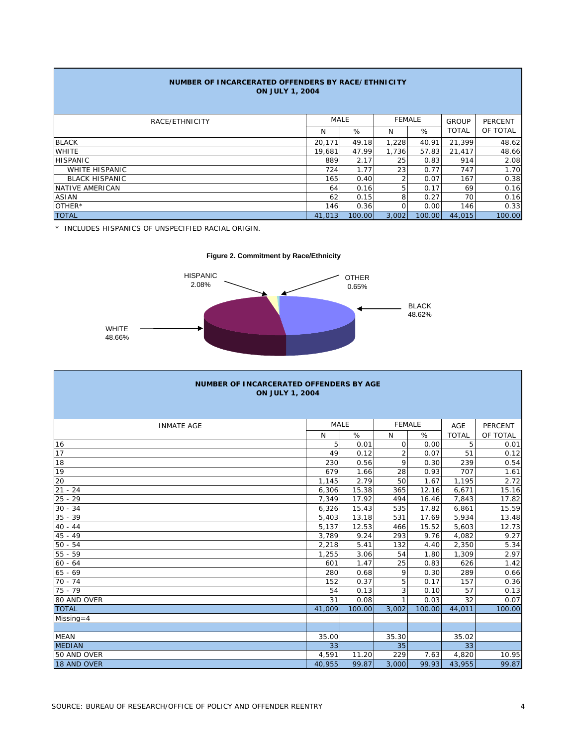## NUMBER OF INCARCERATED OFFENDERS BY RACE/ETHNICITY
## ON JULY 1, 2004

| RACE/ETHNICITY | MALE | | FEMALE | | GROUP TOTAL | PERCENT OF TOTAL |
|---|---|---|---|---|---|---|
| | N | % | N | % | | |
| BLACK | 20,171 | 49.18 | 1,228 | 40.91 | 21,399 | 48.62 |
| WHITE | 19,681 | 47.99 | 1,736 | 57.83 | 21,417 | 48.66 |
| HISPANIC | 889 | 2.17 | 25 | 0.83 | 914 | 2.08 |
| WHITE HISPANIC | 724 | 1.77 | 23 | 0.77 | 747 | 1.70 |
| BLACK HISPANIC | 165 | 0.40 | 2 | 0.07 | 167 | 0.38 |
| NATIVE AMERICAN | 64 | 0.16 | 5 | 0.17 | 69 | 0.16 |
| ASIAN | 62 | 0.15 | 8 | 0.27 | 70 | 0.16 |
| OTHER* | 146 | 0.36 | 0 | 0.00 | 146 | 0.33 |
| TOTAL | 41,013 | 100.00 | 3,002 | 100.00 | 44,015 | 100.00 |

* INCLUDES HISPANICS OF UNSPECIFIED RACIAL ORIGIN.

**Figure 2. Commitment by Race/Ethnicity**

HISPANIC 2.08%; OTHER 0.65%; BLACK 48.62%; WHITE 48.66%

## NUMBER OF INCARCERATED OFFENDERS BY AGE
## ON JULY 1, 2004

| INMATE AGE | MALE | | FEMALE | | AGE TOTAL | PERCENT OF TOTAL |
|---|---|---|---|---|---|---|
| | N | % | N | % | | |
| 16 | 5 | 0.01 | 0 | 0.00 | 5 | 0.01 |
| 17 | 49 | 0.12 | 2 | 0.07 | 51 | 0.12 |
| 18 | 230 | 0.56 | 9 | 0.30 | 239 | 0.54 |
| 19 | 679 | 1.66 | 28 | 0.93 | 707 | 1.61 |
| 20 | 1,145 | 2.79 | 50 | 1.67 | 1,195 | 2.72 |
| 21 - 24 | 6,306 | 15.38 | 365 | 12.16 | 6,671 | 15.16 |
| 25 - 29 | 7,349 | 17.92 | 494 | 16.46 | 7,843 | 17.82 |
| 30 - 34 | 6,326 | 15.43 | 535 | 17.82 | 6,861 | 15.59 |
| 35 - 39 | 5,403 | 13.18 | 531 | 17.69 | 5,934 | 13.48 |
| 40 - 44 | 5,137 | 12.53 | 466 | 15.52 | 5,603 | 12.73 |
| 45 - 49 | 3,789 | 9.24 | 293 | 9.76 | 4,082 | 9.27 |
| 50 - 54 | 2,218 | 5.41 | 132 | 4.40 | 2,350 | 5.34 |
| 55 - 59 | 1,255 | 3.06 | 54 | 1.80 | 1,309 | 2.97 |
| 60 - 64 | 601 | 1.47 | 25 | 0.83 | 626 | 1.42 |
| 65 - 69 | 280 | 0.68 | 9 | 0.30 | 289 | 0.66 |
| 70 - 74 | 152 | 0.37 | 5 | 0.17 | 157 | 0.36 |
| 75 - 79 | 54 | 0.13 | 3 | 0.10 | 57 | 0.13 |
| 80 AND OVER | 31 | 0.08 | 1 | 0.03 | 32 | 0.07 |
| TOTAL | 41,009 | 100.00 | 3,002 | 100.00 | 44,011 | 100.00 |
| Missing=4 | | | | | | |
| | | | | | | |
| MEAN | 35.00 | | 35.30 | | 35.02 | |
| MEDIAN | 33 | | 35 | | 33 | |
| 50 AND OVER | 4,591 | 11.20 | 229 | 7.63 | 4,820 | 10.95 |
| 18 AND OVER | 40,955 | 99.87 | 3,000 | 99.93 | 43,955 | 99.87 |

SOURCE: BUREAU OF RESEARCH/OFFICE OF POLICY AND OFFENDER REENTRY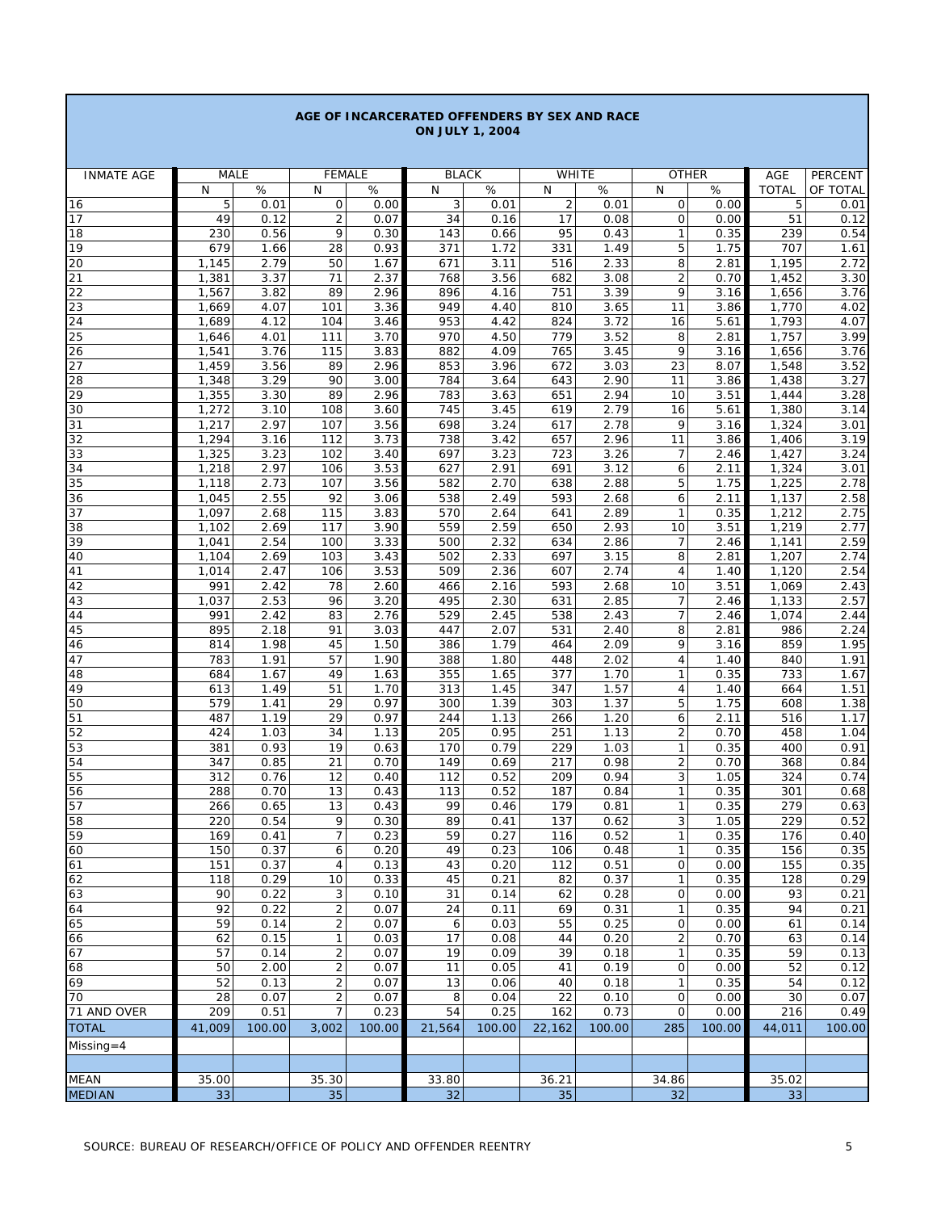## AGE OF INCARCERATED OFFENDERS BY SEX AND RACE ON JULY 1, 2004

| INMATE AGE | MALE | | FEMALE | | BLACK | | WHITE | | OTHER | | AGE | PERCENT |
|---|---|---|---|---|---|---|---|---|---|---|---|---|
| | N | % | N | % | N | % | N | % | N | % | TOTAL | OF TOTAL |
| 16 | 5 | 0.01 | 0 | 0.00 | 3 | 0.01 | 2 | 0.01 | 0 | 0.00 | 5 | 0.01 |
| 17 | 49 | 0.12 | 2 | 0.07 | 34 | 0.16 | 17 | 0.08 | 0 | 0.00 | 51 | 0.12 |
| 18 | 230 | 0.56 | 9 | 0.30 | 143 | 0.66 | 95 | 0.43 | 1 | 0.35 | 239 | 0.54 |
| 19 | 679 | 1.66 | 28 | 0.93 | 371 | 1.72 | 331 | 1.49 | 5 | 1.75 | 707 | 1.61 |
| 20 | 1,145 | 2.79 | 50 | 1.67 | 671 | 3.11 | 516 | 2.33 | 8 | 2.81 | 1,195 | 2.72 |
| 21 | 1,381 | 3.37 | 71 | 2.37 | 768 | 3.56 | 682 | 3.08 | 2 | 0.70 | 1,452 | 3.30 |
| 22 | 1,567 | 3.82 | 89 | 2.96 | 896 | 4.16 | 751 | 3.39 | 9 | 3.16 | 1,656 | 3.76 |
| 23 | 1,669 | 4.07 | 101 | 3.36 | 949 | 4.40 | 810 | 3.65 | 11 | 3.86 | 1,770 | 4.02 |
| 24 | 1,689 | 4.12 | 104 | 3.46 | 953 | 4.42 | 824 | 3.72 | 16 | 5.61 | 1,793 | 4.07 |
| 25 | 1,646 | 4.01 | 111 | 3.70 | 970 | 4.50 | 779 | 3.52 | 8 | 2.81 | 1,757 | 3.99 |
| 26 | 1,541 | 3.76 | 115 | 3.83 | 882 | 4.09 | 765 | 3.45 | 9 | 3.16 | 1,656 | 3.76 |
| 27 | 1,459 | 3.56 | 89 | 2.96 | 853 | 3.96 | 672 | 3.03 | 23 | 8.07 | 1,548 | 3.52 |
| 28 | 1,348 | 3.29 | 90 | 3.00 | 784 | 3.64 | 643 | 2.90 | 11 | 3.86 | 1,438 | 3.27 |
| 29 | 1,355 | 3.30 | 89 | 2.96 | 783 | 3.63 | 651 | 2.94 | 10 | 3.51 | 1,444 | 3.28 |
| 30 | 1,272 | 3.10 | 108 | 3.60 | 745 | 3.45 | 619 | 2.79 | 16 | 5.61 | 1,380 | 3.14 |
| 31 | 1,217 | 2.97 | 107 | 3.56 | 698 | 3.24 | 617 | 2.78 | 9 | 3.16 | 1,324 | 3.01 |
| 32 | 1,294 | 3.16 | 112 | 3.73 | 738 | 3.42 | 657 | 2.96 | 11 | 3.86 | 1,406 | 3.19 |
| 33 | 1,325 | 3.23 | 102 | 3.40 | 697 | 3.23 | 723 | 3.26 | 7 | 2.46 | 1,427 | 3.24 |
| 34 | 1,218 | 2.97 | 106 | 3.53 | 627 | 2.91 | 691 | 3.12 | 6 | 2.11 | 1,324 | 3.01 |
| 35 | 1,118 | 2.73 | 107 | 3.56 | 582 | 2.70 | 638 | 2.88 | 5 | 1.75 | 1,225 | 2.78 |
| 36 | 1,045 | 2.55 | 92 | 3.06 | 538 | 2.49 | 593 | 2.68 | 6 | 2.11 | 1,137 | 2.58 |
| 37 | 1,097 | 2.68 | 115 | 3.83 | 570 | 2.64 | 641 | 2.89 | 1 | 0.35 | 1,212 | 2.75 |
| 38 | 1,102 | 2.69 | 117 | 3.90 | 559 | 2.59 | 650 | 2.93 | 10 | 3.51 | 1,219 | 2.77 |
| 39 | 1,041 | 2.54 | 100 | 3.33 | 500 | 2.32 | 634 | 2.86 | 7 | 2.46 | 1,141 | 2.59 |
| 40 | 1,104 | 2.69 | 103 | 3.43 | 502 | 2.33 | 697 | 3.15 | 8 | 2.81 | 1,207 | 2.74 |
| 41 | 1,014 | 2.47 | 106 | 3.53 | 509 | 2.36 | 607 | 2.74 | 4 | 1.40 | 1,120 | 2.54 |
| 42 | 991 | 2.42 | 78 | 2.60 | 466 | 2.16 | 593 | 2.68 | 10 | 3.51 | 1,069 | 2.43 |
| 43 | 1,037 | 2.53 | 96 | 3.20 | 495 | 2.30 | 631 | 2.85 | 7 | 2.46 | 1,133 | 2.57 |
| 44 | 991 | 2.42 | 83 | 2.76 | 529 | 2.45 | 538 | 2.43 | 7 | 2.46 | 1,074 | 2.44 |
| 45 | 895 | 2.18 | 91 | 3.03 | 447 | 2.07 | 531 | 2.40 | 8 | 2.81 | 986 | 2.24 |
| 46 | 814 | 1.98 | 45 | 1.50 | 386 | 1.79 | 464 | 2.09 | 9 | 3.16 | 859 | 1.95 |
| 47 | 783 | 1.91 | 57 | 1.90 | 388 | 1.80 | 448 | 2.02 | 4 | 1.40 | 840 | 1.91 |
| 48 | 684 | 1.67 | 49 | 1.63 | 355 | 1.65 | 377 | 1.70 | 1 | 0.35 | 733 | 1.67 |
| 49 | 613 | 1.49 | 51 | 1.70 | 313 | 1.45 | 347 | 1.57 | 4 | 1.40 | 664 | 1.51 |
| 50 | 579 | 1.41 | 29 | 0.97 | 300 | 1.39 | 303 | 1.37 | 5 | 1.75 | 608 | 1.38 |
| 51 | 487 | 1.19 | 29 | 0.97 | 244 | 1.13 | 266 | 1.20 | 6 | 2.11 | 516 | 1.17 |
| 52 | 424 | 1.03 | 34 | 1.13 | 205 | 0.95 | 251 | 1.13 | 2 | 0.70 | 458 | 1.04 |
| 53 | 381 | 0.93 | 19 | 0.63 | 170 | 0.79 | 229 | 1.03 | 1 | 0.35 | 400 | 0.91 |
| 54 | 347 | 0.85 | 21 | 0.70 | 149 | 0.69 | 217 | 0.98 | 2 | 0.70 | 368 | 0.84 |
| 55 | 312 | 0.76 | 12 | 0.40 | 112 | 0.52 | 209 | 0.94 | 3 | 1.05 | 324 | 0.74 |
| 56 | 288 | 0.70 | 13 | 0.43 | 113 | 0.52 | 187 | 0.84 | 1 | 0.35 | 301 | 0.68 |
| 57 | 266 | 0.65 | 13 | 0.43 | 99 | 0.46 | 179 | 0.81 | 1 | 0.35 | 279 | 0.63 |
| 58 | 220 | 0.54 | 9 | 0.30 | 89 | 0.41 | 137 | 0.62 | 3 | 1.05 | 229 | 0.52 |
| 59 | 169 | 0.41 | 7 | 0.23 | 59 | 0.27 | 116 | 0.52 | 1 | 0.35 | 176 | 0.40 |
| 60 | 150 | 0.37 | 6 | 0.20 | 49 | 0.23 | 106 | 0.48 | 1 | 0.35 | 156 | 0.35 |
| 61 | 151 | 0.37 | 4 | 0.13 | 43 | 0.20 | 112 | 0.51 | 0 | 0.00 | 155 | 0.35 |
| 62 | 118 | 0.29 | 10 | 0.33 | 45 | 0.21 | 82 | 0.37 | 1 | 0.35 | 128 | 0.29 |
| 63 | 90 | 0.22 | 3 | 0.10 | 31 | 0.14 | 62 | 0.28 | 0 | 0.00 | 93 | 0.21 |
| 64 | 92 | 0.22 | 2 | 0.07 | 24 | 0.11 | 69 | 0.31 | 1 | 0.35 | 94 | 0.21 |
| 65 | 59 | 0.14 | 2 | 0.07 | 6 | 0.03 | 55 | 0.25 | 0 | 0.00 | 61 | 0.14 |
| 66 | 62 | 0.15 | 1 | 0.03 | 17 | 0.08 | 44 | 0.20 | 2 | 0.70 | 63 | 0.14 |
| 67 | 57 | 0.14 | 2 | 0.07 | 19 | 0.09 | 39 | 0.18 | 1 | 0.35 | 59 | 0.13 |
| 68 | 50 | 2.00 | 2 | 0.07 | 11 | 0.05 | 41 | 0.19 | 0 | 0.00 | 52 | 0.12 |
| 69 | 52 | 0.13 | 2 | 0.07 | 13 | 0.06 | 40 | 0.18 | 1 | 0.35 | 54 | 0.12 |
| 70 | 28 | 0.07 | 2 | 0.07 | 8 | 0.04 | 22 | 0.10 | 0 | 0.00 | 30 | 0.07 |
| 71 AND OVER | 209 | 0.51 | 7 | 0.23 | 54 | 0.25 | 162 | 0.73 | 0 | 0.00 | 216 | 0.49 |
| TOTAL | 41,009 | 100.00 | 3,002 | 100.00 | 21,564 | 100.00 | 22,162 | 100.00 | 285 | 100.00 | 44,011 | 100.00 |
| Missing=4 | | | | | | | | | | | | |
| | | | | | | | | | | | | |
| MEAN | 35.00 | | 35.30 | | 33.80 | | 36.21 | | 34.86 | | 35.02 | |
| MEDIAN | 33 | | 35 | | 32 | | 35 | | 32 | | 33 | |

SOURCE: BUREAU OF RESEARCH/OFFICE OF POLICY AND OFFENDER REENTRY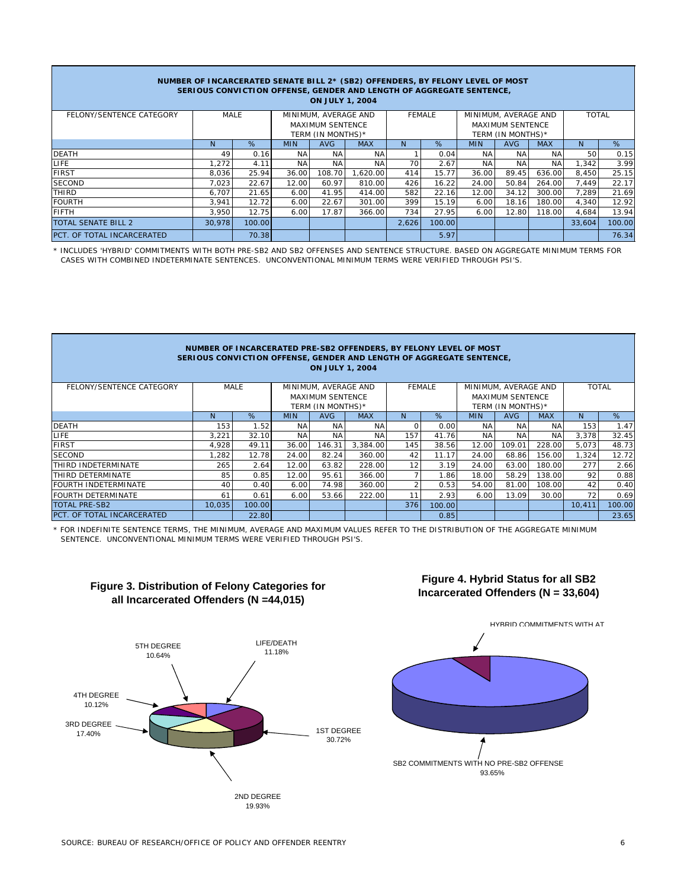**NUMBER OF INCARCERATED SENATE BILL 2* (SB2) OFFENDERS, BY FELONY LEVEL OF MOST SERIOUS CONVICTION OFFENSE, GENDER AND LENGTH OF AGGREGATE SENTENCE, ON JULY 1, 2004**

| FELONY/SENTENCE CATEGORY | MALE | | MINIMUM, AVERAGE AND MAXIMUM SENTENCE TERM (IN MONTHS)* | | | FEMALE | | MINIMUM, AVERAGE AND MAXIMUM SENTENCE TERM (IN MONTHS)* | | | TOTAL | |
|---|---|---|---|---|---|---|---|---|---|---|---|---|
| | N | % | MIN | AVG | MAX | N | % | MIN | AVG | MAX | N | % |
| DEATH | 49 | 0.16 | NA | NA | NA | 1 | 0.04 | NA | NA | NA | 50 | 0.15 |
| LIFE | 1,272 | 4.11 | NA | NA | NA | 70 | 2.67 | NA | NA | NA | 1,342 | 3.99 |
| FIRST | 8,036 | 25.94 | 36.00 | 108.70 | 1,620.00 | 414 | 15.77 | 36.00 | 89.45 | 636.00 | 8,450 | 25.15 |
| SECOND | 7,023 | 22.67 | 12.00 | 60.97 | 810.00 | 426 | 16.22 | 24.00 | 50.84 | 264.00 | 7,449 | 22.17 |
| THIRD | 6,707 | 21.65 | 6.00 | 41.95 | 414.00 | 582 | 22.16 | 12.00 | 34.12 | 300.00 | 7,289 | 21.69 |
| FOURTH | 3,941 | 12.72 | 6.00 | 22.67 | 301.00 | 399 | 15.19 | 6.00 | 18.16 | 180.00 | 4,340 | 12.92 |
| FIFTH | 3,950 | 12.75 | 6.00 | 17.87 | 366.00 | 734 | 27.95 | 6.00 | 12.80 | 118.00 | 4,684 | 13.94 |
| TOTAL SENATE BILL 2 | 30,978 | 100.00 | | | | 2,626 | 100.00 | | | | 33,604 | 100.00 |
| PCT. OF TOTAL INCARCERATED | | 70.38 | | | | | 5.97 | | | | | 76.34 |

* INCLUDES 'HYBRID' COMMITMENTS WITH BOTH PRE-SB2 AND SB2 OFFENSES AND SENTENCE STRUCTURE. BASED ON AGGREGATE MINIMUM TERMS FOR CASES WITH COMBINED INDETERMINATE SENTENCES. UNCONVENTIONAL MINIMUM TERMS WERE VERIFIED THROUGH PSI'S.

**NUMBER OF INCARCERATED PRE-SB2 OFFENDERS, BY FELONY LEVEL OF MOST SERIOUS CONVICTION OFFENSE, GENDER AND LENGTH OF AGGREGATE SENTENCE, ON JULY 1, 2004**

| FELONY/SENTENCE CATEGORY | MALE | | MINIMUM, AVERAGE AND MAXIMUM SENTENCE TERM (IN MONTHS)* | | | FEMALE | | MINIMUM, AVERAGE AND MAXIMUM SENTENCE TERM (IN MONTHS)* | | | TOTAL | |
|---|---|---|---|---|---|---|---|---|---|---|---|---|
| | N | % | MIN | AVG | MAX | N | % | MIN | AVG | MAX | N | % |
| DEATH | 153 | 1.52 | NA | NA | NA | 0 | 0.00 | NA | NA | NA | 153 | 1.47 |
| LIFE | 3,221 | 32.10 | NA | NA | NA | 157 | 41.76 | NA | NA | NA | 3,378 | 32.45 |
| FIRST | 4,928 | 49.11 | 36.00 | 146.31 | 3,384.00 | 145 | 38.56 | 12.00 | 109.01 | 228.00 | 5,073 | 48.73 |
| SECOND | 1,282 | 12.78 | 24.00 | 82.24 | 360.00 | 42 | 11.17 | 24.00 | 68.86 | 156.00 | 1,324 | 12.72 |
| THIRD INDETERMINATE | 265 | 2.64 | 12.00 | 63.82 | 228.00 | 12 | 3.19 | 24.00 | 63.00 | 180.00 | 277 | 2.66 |
| THIRD DETERMINATE | 85 | 0.85 | 12.00 | 95.61 | 366.00 | 7 | 1.86 | 18.00 | 58.29 | 138.00 | 92 | 0.88 |
| FOURTH INDETERMINATE | 40 | 0.40 | 6.00 | 74.98 | 360.00 | 2 | 0.53 | 54.00 | 81.00 | 108.00 | 42 | 0.40 |
| FOURTH DETERMINATE | 61 | 0.61 | 6.00 | 53.66 | 222.00 | 11 | 2.93 | 6.00 | 13.09 | 30.00 | 72 | 0.69 |
| TOTAL PRE-SB2 | 10,035 | 100.00 | | | | 376 | 100.00 | | | | 10,411 | 100.00 |
| PCT. OF TOTAL INCARCERATED | | 22.80 | | | | | 0.85 | | | | | 23.65 |

* FOR INDEFINITE SENTENCE TERMS, THE MINIMUM, AVERAGE AND MAXIMUM VALUES REFER TO THE DISTRIBUTION OF THE AGGREGATE MINIMUM SENTENCE. UNCONVENTIONAL MINIMUM TERMS WERE VERIFIED THROUGH PSI'S.

**Figure 3. Distribution of Felony Categories for all Incarcerated Offenders (N =44,015)**

5TH DEGREE 10.64%
LIFE/DEATH 11.18%
4TH DEGREE 10.12%
3RD DEGREE 17.40%
1ST DEGREE 30.72%
2ND DEGREE 19.93%

**Figure 4. Hybrid Status for all SB2 Incarcerated Offenders (N = 33,604)**

HYBRID COMMITMENTS WITH AT

SB2 COMMITMENTS WITH NO PRE-SB2 OFFENSE 93.65%

SOURCE: BUREAU OF RESEARCH/OFFICE OF POLICY AND OFFENDER REENTRY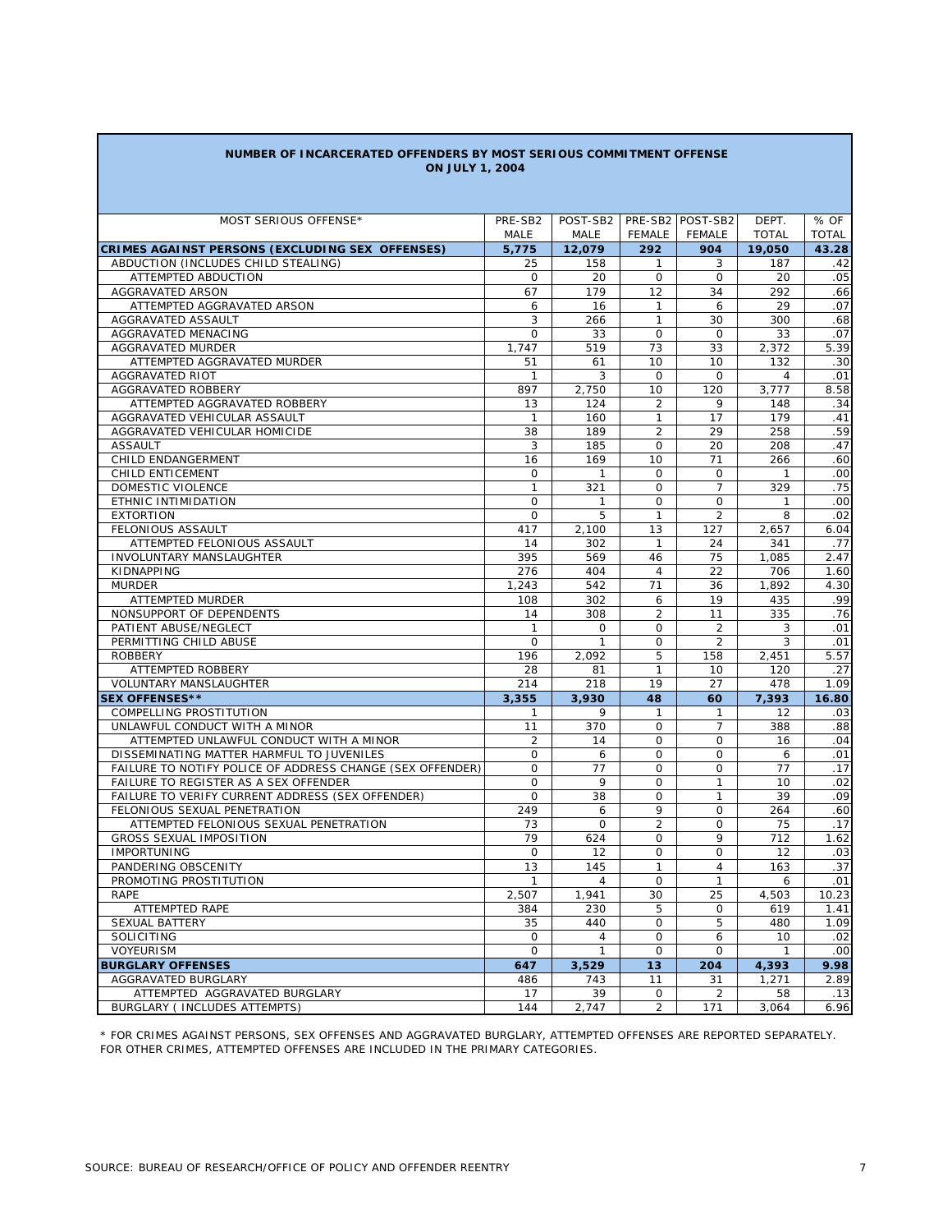## NUMBER OF INCARCERATED OFFENDERS BY MOST SERIOUS COMMITMENT OFFENSE ON JULY 1, 2004

| MOST SERIOUS OFFENSE* | PRE-SB2 MALE | POST-SB2 MALE | PRE-SB2 FEMALE | POST-SB2 FEMALE | DEPT. TOTAL | % OF TOTAL |
|---|---|---|---|---|---|---|
| **CRIMES AGAINST PERSONS (EXCLUDING SEX OFFENSES)** | **5,775** | **12,079** | **292** | **904** | **19,050** | **43.28** |
| ABDUCTION (INCLUDES CHILD STEALING) | 25 | 158 | 1 | 3 | 187 | .42 |
| ATTEMPTED ABDUCTION | 0 | 20 | 0 | 0 | 20 | .05 |
| AGGRAVATED ARSON | 67 | 179 | 12 | 34 | 292 | .66 |
| ATTEMPTED AGGRAVATED ARSON | 6 | 16 | 1 | 6 | 29 | .07 |
| AGGRAVATED ASSAULT | 3 | 266 | 1 | 30 | 300 | .68 |
| AGGRAVATED MENACING | 0 | 33 | 0 | 0 | 33 | .07 |
| AGGRAVATED MURDER | 1,747 | 519 | 73 | 33 | 2,372 | 5.39 |
| ATTEMPTED AGGRAVATED MURDER | 51 | 61 | 10 | 10 | 132 | .30 |
| AGGRAVATED RIOT | 1 | 3 | 0 | 0 | 4 | .01 |
| AGGRAVATED ROBBERY | 897 | 2,750 | 10 | 120 | 3,777 | 8.58 |
| ATTEMPTED AGGRAVATED ROBBERY | 13 | 124 | 2 | 9 | 148 | .34 |
| AGGRAVATED VEHICULAR ASSAULT | 1 | 160 | 1 | 17 | 179 | .41 |
| AGGRAVATED VEHICULAR HOMICIDE | 38 | 189 | 2 | 29 | 258 | .59 |
| ASSAULT | 3 | 185 | 0 | 20 | 208 | .47 |
| CHILD ENDANGERMENT | 16 | 169 | 10 | 71 | 266 | .60 |
| CHILD ENTICEMENT | 0 | 1 | 0 | 0 | 1 | .00 |
| DOMESTIC VIOLENCE | 1 | 321 | 0 | 7 | 329 | .75 |
| ETHNIC INTIMIDATION | 0 | 1 | 0 | 0 | 1 | .00 |
| EXTORTION | 0 | 5 | 1 | 2 | 8 | .02 |
| FELONIOUS ASSAULT | 417 | 2,100 | 13 | 127 | 2,657 | 6.04 |
| ATTEMPTED FELONIOUS ASSAULT | 14 | 302 | 1 | 24 | 341 | .77 |
| INVOLUNTARY MANSLAUGHTER | 395 | 569 | 46 | 75 | 1,085 | 2.47 |
| KIDNAPPING | 276 | 404 | 4 | 22 | 706 | 1.60 |
| MURDER | 1,243 | 542 | 71 | 36 | 1,892 | 4.30 |
| ATTEMPTED MURDER | 108 | 302 | 6 | 19 | 435 | .99 |
| NONSUPPORT OF DEPENDENTS | 14 | 308 | 2 | 11 | 335 | .76 |
| PATIENT ABUSE/NEGLECT | 1 | 0 | 0 | 2 | 3 | .01 |
| PERMITTING CHILD ABUSE | 0 | 1 | 0 | 2 | 3 | .01 |
| ROBBERY | 196 | 2,092 | 5 | 158 | 2,451 | 5.57 |
| ATTEMPTED ROBBERY | 28 | 81 | 1 | 10 | 120 | .27 |
| VOLUNTARY MANSLAUGHTER | 214 | 218 | 19 | 27 | 478 | 1.09 |
| **SEX OFFENSES**** | **3,355** | **3,930** | **48** | **60** | **7,393** | **16.80** |
| COMPELLING PROSTITUTION | 1 | 9 | 1 | 1 | 12 | .03 |
| UNLAWFUL CONDUCT WITH A MINOR | 11 | 370 | 0 | 7 | 388 | .88 |
| ATTEMPTED UNLAWFUL CONDUCT WITH A MINOR | 2 | 14 | 0 | 0 | 16 | .04 |
| DISSEMINATING MATTER HARMFUL TO JUVENILES | 0 | 6 | 0 | 0 | 6 | .01 |
| FAILURE TO NOTIFY POLICE OF ADDRESS CHANGE (SEX OFFENDER) | 0 | 77 | 0 | 0 | 77 | .17 |
| FAILURE TO REGISTER AS A SEX OFFENDER | 0 | 9 | 0 | 1 | 10 | .02 |
| FAILURE TO VERIFY CURRENT ADDRESS (SEX OFFENDER) | 0 | 38 | 0 | 1 | 39 | .09 |
| FELONIOUS SEXUAL PENETRATION | 249 | 6 | 9 | 0 | 264 | .60 |
| ATTEMPTED FELONIOUS SEXUAL PENETRATION | 73 | 0 | 2 | 0 | 75 | .17 |
| GROSS SEXUAL IMPOSITION | 79 | 624 | 0 | 9 | 712 | 1.62 |
| IMPORTUNING | 0 | 12 | 0 | 0 | 12 | .03 |
| PANDERING OBSCENITY | 13 | 145 | 1 | 4 | 163 | .37 |
| PROMOTING PROSTITUTION | 1 | 4 | 0 | 1 | 6 | .01 |
| RAPE | 2,507 | 1,941 | 30 | 25 | 4,503 | 10.23 |
| ATTEMPTED RAPE | 384 | 230 | 5 | 0 | 619 | 1.41 |
| SEXUAL BATTERY | 35 | 440 | 0 | 5 | 480 | 1.09 |
| SOLICITING | 0 | 4 | 0 | 6 | 10 | .02 |
| VOYEURISM | 0 | 1 | 0 | 0 | 1 | .00 |
| **BURGLARY OFFENSES** | **647** | **3,529** | **13** | **204** | **4,393** | **9.98** |
| AGGRAVATED BURGLARY | 486 | 743 | 11 | 31 | 1,271 | 2.89 |
| ATTEMPTED AGGRAVATED BURGLARY | 17 | 39 | 0 | 2 | 58 | .13 |
| BURGLARY ( INCLUDES ATTEMPTS) | 144 | 2,747 | 2 | 171 | 3,064 | 6.96 |

* FOR CRIMES AGAINST PERSONS, SEX OFFENSES AND AGGRAVATED BURGLARY, ATTEMPTED OFFENSES ARE REPORTED SEPARATELY. FOR OTHER CRIMES, ATTEMPTED OFFENSES ARE INCLUDED IN THE PRIMARY CATEGORIES.

SOURCE: BUREAU OF RESEARCH/OFFICE OF POLICY AND OFFENDER REENTRY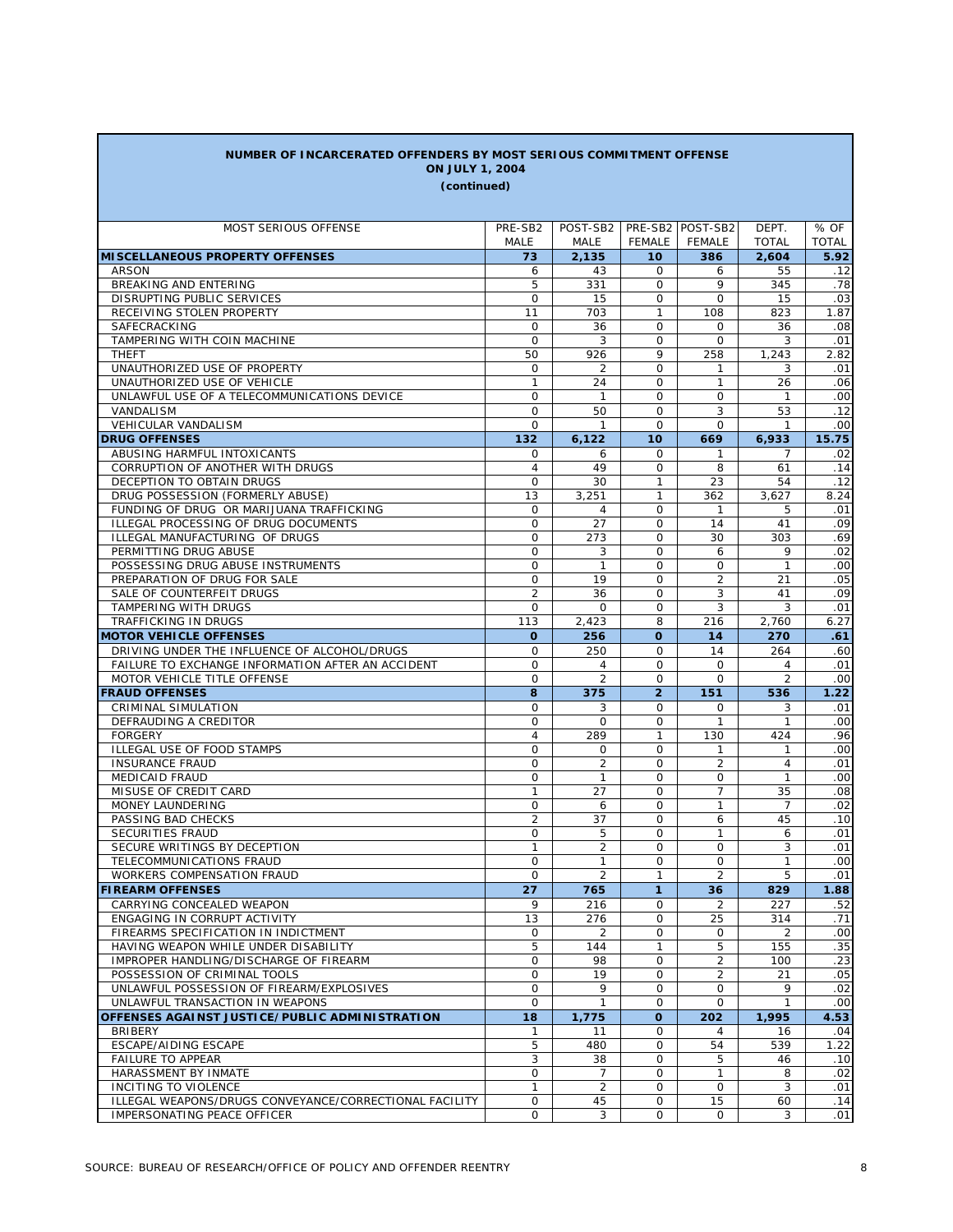**NUMBER OF INCARCERATED OFFENDERS BY MOST SERIOUS COMMITMENT OFFENSE**
**ON JULY 1, 2004**
**(continued)**

| MOST SERIOUS OFFENSE | PRE-SB2 MALE | POST-SB2 MALE | PRE-SB2 FEMALE | POST-SB2 FEMALE | DEPT. TOTAL | % OF TOTAL |
|---|---|---|---|---|---|---|
| **MISCELLANEOUS PROPERTY OFFENSES** | **73** | **2,135** | **10** | **386** | **2,604** | **5.92** |
| ARSON | 6 | 43 | 0 | 6 | 55 | .12 |
| BREAKING AND ENTERING | 5 | 331 | 0 | 9 | 345 | .78 |
| DISRUPTING PUBLIC SERVICES | 0 | 15 | 0 | 0 | 15 | .03 |
| RECEIVING STOLEN PROPERTY | 11 | 703 | 1 | 108 | 823 | 1.87 |
| SAFECRACKING | 0 | 36 | 0 | 0 | 36 | .08 |
| TAMPERING WITH COIN MACHINE | 0 | 3 | 0 | 0 | 3 | .01 |
| THEFT | 50 | 926 | 9 | 258 | 1,243 | 2.82 |
| UNAUTHORIZED USE OF PROPERTY | 0 | 2 | 0 | 1 | 3 | .01 |
| UNAUTHORIZED USE OF VEHICLE | 1 | 24 | 0 | 1 | 26 | .06 |
| UNLAWFUL USE OF A TELECOMMUNICATIONS DEVICE | 0 | 1 | 0 | 0 | 1 | .00 |
| VANDALISM | 0 | 50 | 0 | 3 | 53 | .12 |
| VEHICULAR VANDALISM | 0 | 1 | 0 | 0 | 1 | .00 |
| **DRUG OFFENSES** | **132** | **6,122** | **10** | **669** | **6,933** | **15.75** |
| ABUSING HARMFUL INTOXICANTS | 0 | 6 | 0 | 1 | 7 | .02 |
| CORRUPTION OF ANOTHER WITH DRUGS | 4 | 49 | 0 | 8 | 61 | .14 |
| DECEPTION TO OBTAIN DRUGS | 0 | 30 | 1 | 23 | 54 | .12 |
| DRUG POSSESSION (FORMERLY ABUSE) | 13 | 3,251 | 1 | 362 | 3,627 | 8.24 |
| FUNDING OF DRUG OR MARIJUANA TRAFFICKING | 0 | 4 | 0 | 1 | 5 | .01 |
| ILLEGAL PROCESSING OF DRUG DOCUMENTS | 0 | 27 | 0 | 14 | 41 | .09 |
| ILLEGAL MANUFACTURING OF DRUGS | 0 | 273 | 0 | 30 | 303 | .69 |
| PERMITTING DRUG ABUSE | 0 | 3 | 0 | 6 | 9 | .02 |
| POSSESSING DRUG ABUSE INSTRUMENTS | 0 | 1 | 0 | 0 | 1 | .00 |
| PREPARATION OF DRUG FOR SALE | 0 | 19 | 0 | 2 | 21 | .05 |
| SALE OF COUNTERFEIT DRUGS | 2 | 36 | 0 | 3 | 41 | .09 |
| TAMPERING WITH DRUGS | 0 | 0 | 0 | 3 | 3 | .01 |
| TRAFFICKING IN DRUGS | 113 | 2,423 | 8 | 216 | 2,760 | 6.27 |
| **MOTOR VEHICLE OFFENSES** | **0** | **256** | **0** | **14** | **270** | **.61** |
| DRIVING UNDER THE INFLUENCE OF ALCOHOL/DRUGS | 0 | 250 | 0 | 14 | 264 | .60 |
| FAILURE TO EXCHANGE INFORMATION AFTER AN ACCIDENT | 0 | 4 | 0 | 0 | 4 | .01 |
| MOTOR VEHICLE TITLE OFFENSE | 0 | 2 | 0 | 0 | 2 | .00 |
| **FRAUD OFFENSES** | **8** | **375** | **2** | **151** | **536** | **1.22** |
| CRIMINAL SIMULATION | 0 | 3 | 0 | 0 | 3 | .01 |
| DEFRAUDING A CREDITOR | 0 | 0 | 0 | 1 | 1 | .00 |
| FORGERY | 4 | 289 | 1 | 130 | 424 | .96 |
| ILLEGAL USE OF FOOD STAMPS | 0 | 0 | 0 | 1 | 1 | .00 |
| INSURANCE FRAUD | 0 | 2 | 0 | 2 | 4 | .01 |
| MEDICAID FRAUD | 0 | 1 | 0 | 0 | 1 | .00 |
| MISUSE OF CREDIT CARD | 1 | 27 | 0 | 7 | 35 | .08 |
| MONEY LAUNDERING | 0 | 6 | 0 | 1 | 7 | .02 |
| PASSING BAD CHECKS | 2 | 37 | 0 | 6 | 45 | .10 |
| SECURITIES FRAUD | 0 | 5 | 0 | 1 | 6 | .01 |
| SECURE WRITINGS BY DECEPTION | 1 | 2 | 0 | 0 | 3 | .01 |
| TELECOMMUNICATIONS FRAUD | 0 | 1 | 0 | 0 | 1 | .00 |
| WORKERS COMPENSATION FRAUD | 0 | 2 | 1 | 2 | 5 | .01 |
| **FIREARM OFFENSES** | **27** | **765** | **1** | **36** | **829** | **1.88** |
| CARRYING CONCEALED WEAPON | 9 | 216 | 0 | 2 | 227 | .52 |
| ENGAGING IN CORRUPT ACTIVITY | 13 | 276 | 0 | 25 | 314 | .71 |
| FIREARMS SPECIFICATION IN INDICTMENT | 0 | 2 | 0 | 0 | 2 | .00 |
| HAVING WEAPON WHILE UNDER DISABILITY | 5 | 144 | 1 | 5 | 155 | .35 |
| IMPROPER HANDLING/DISCHARGE OF FIREARM | 0 | 98 | 0 | 2 | 100 | .23 |
| POSSESSION OF CRIMINAL TOOLS | 0 | 19 | 0 | 2 | 21 | .05 |
| UNLAWFUL POSSESSION OF FIREARM/EXPLOSIVES | 0 | 9 | 0 | 0 | 9 | .02 |
| UNLAWFUL TRANSACTION IN WEAPONS | 0 | 1 | 0 | 0 | 1 | .00 |
| **OFFENSES AGAINST JUSTICE/PUBLIC ADMINISTRATION** | **18** | **1,775** | **0** | **202** | **1,995** | **4.53** |
| BRIBERY | 1 | 11 | 0 | 4 | 16 | .04 |
| ESCAPE/AIDING ESCAPE | 5 | 480 | 0 | 54 | 539 | 1.22 |
| FAILURE TO APPEAR | 3 | 38 | 0 | 5 | 46 | .10 |
| HARASSMENT BY INMATE | 0 | 7 | 0 | 1 | 8 | .02 |
| INCITING TO VIOLENCE | 1 | 2 | 0 | 0 | 3 | .01 |
| ILLEGAL WEAPONS/DRUGS CONVEYANCE/CORRECTIONAL FACILITY | 0 | 45 | 0 | 15 | 60 | .14 |
| IMPERSONATING PEACE OFFICER | 0 | 3 | 0 | 0 | 3 | .01 |

SOURCE: BUREAU OF RESEARCH/OFFICE OF POLICY AND OFFENDER REENTRY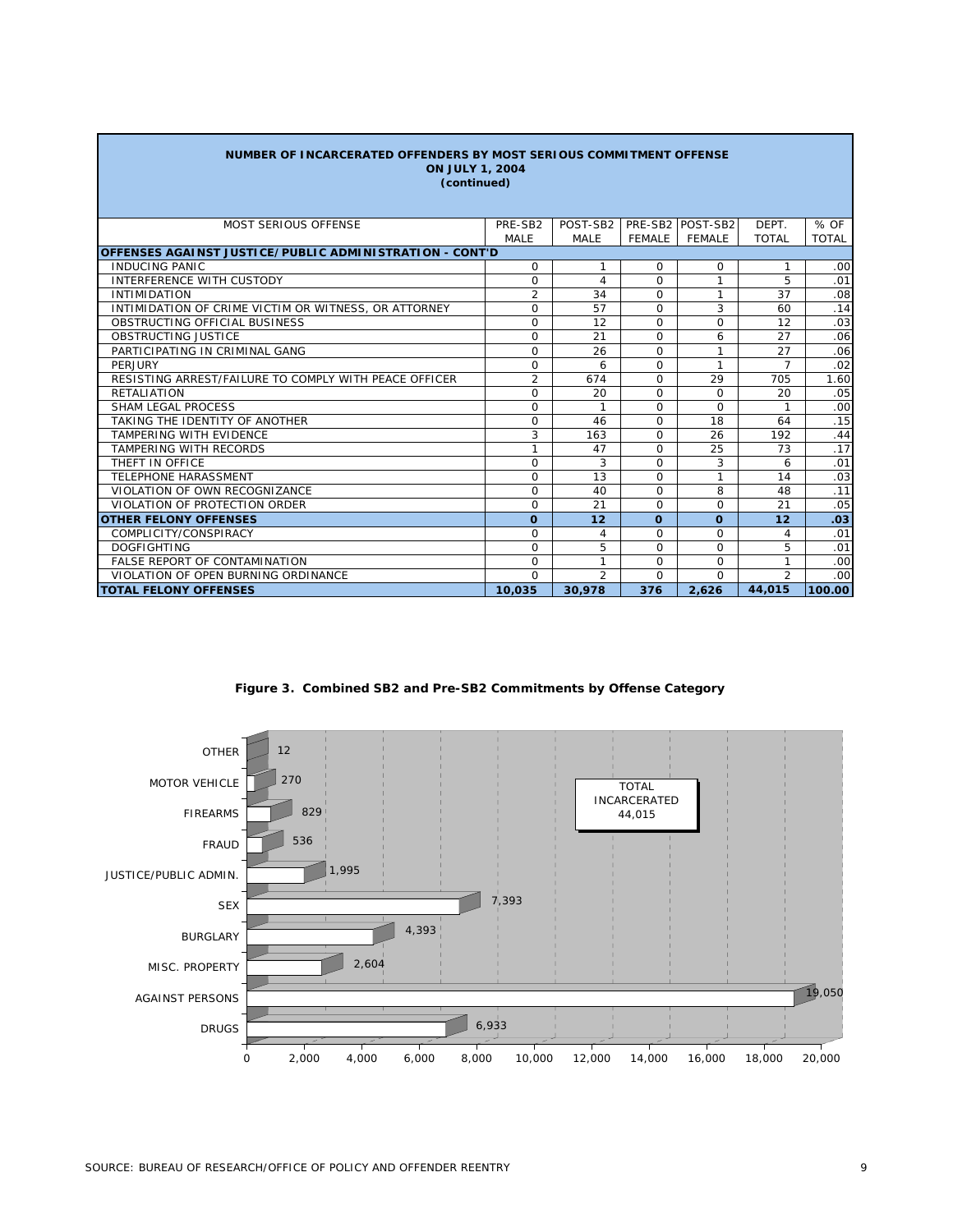**NUMBER OF INCARCERATED OFFENDERS BY MOST SERIOUS COMMITMENT OFFENSE**
**ON JULY 1, 2004**
**(continued)**

| MOST SERIOUS OFFENSE | PRE-SB2 MALE | POST-SB2 MALE | PRE-SB2 FEMALE | POST-SB2 FEMALE | DEPT. TOTAL | % OF TOTAL |
|---|---|---|---|---|---|---|
| **OFFENSES AGAINST JUSTICE/PUBLIC ADMINISTRATION - CONT'D** | | | | | | |
| INDUCING PANIC | 0 | 1 | 0 | 0 | 1 | .00 |
| INTERFERENCE WITH CUSTODY | 0 | 4 | 0 | 1 | 5 | .01 |
| INTIMIDATION | 2 | 34 | 0 | 1 | 37 | .08 |
| INTIMIDATION OF CRIME VICTIM OR WITNESS, OR ATTORNEY | 0 | 57 | 0 | 3 | 60 | .14 |
| OBSTRUCTING OFFICIAL BUSINESS | 0 | 12 | 0 | 0 | 12 | .03 |
| OBSTRUCTING JUSTICE | 0 | 21 | 0 | 6 | 27 | .06 |
| PARTICIPATING IN CRIMINAL GANG | 0 | 26 | 0 | 1 | 27 | .06 |
| PERJURY | 0 | 6 | 0 | 1 | 7 | .02 |
| RESISTING ARREST/FAILURE TO COMPLY WITH PEACE OFFICER | 2 | 674 | 0 | 29 | 705 | 1.60 |
| RETALIATION | 0 | 20 | 0 | 0 | 20 | .05 |
| SHAM LEGAL PROCESS | 0 | 1 | 0 | 0 | 1 | .00 |
| TAKING THE IDENTITY OF ANOTHER | 0 | 46 | 0 | 18 | 64 | .15 |
| TAMPERING WITH EVIDENCE | 3 | 163 | 0 | 26 | 192 | .44 |
| TAMPERING WITH RECORDS | 1 | 47 | 0 | 25 | 73 | .17 |
| THEFT IN OFFICE | 0 | 3 | 0 | 3 | 6 | .01 |
| TELEPHONE HARASSMENT | 0 | 13 | 0 | 1 | 14 | .03 |
| VIOLATION OF OWN RECOGNIZANCE | 0 | 40 | 0 | 8 | 48 | .11 |
| VIOLATION OF PROTECTION ORDER | 0 | 21 | 0 | 0 | 21 | .05 |
| **OTHER FELONY OFFENSES** | **0** | **12** | **0** | **0** | **12** | **.03** |
| COMPLICITY/CONSPIRACY | 0 | 4 | 0 | 0 | 4 | .01 |
| DOGFIGHTING | 0 | 5 | 0 | 0 | 5 | .01 |
| FALSE REPORT OF CONTAMINATION | 0 | 1 | 0 | 0 | 1 | .00 |
| VIOLATION OF OPEN BURNING ORDINANCE | 0 | 2 | 0 | 0 | 2 | .00 |
| **TOTAL FELONY OFFENSES** | **10,035** | **30,978** | **376** | **2,626** | **44,015** | **100.00** |

**Figure 3. Combined SB2 and Pre-SB2 Commitments by Offense Category**

OTHER 12
MOTOR VEHICLE 270
FIREARMS 829
FRAUD 536
JUSTICE/PUBLIC ADMIN. 1,995
SEX 7,393
BURGLARY 4,393
MISC. PROPERTY 2,604
AGAINST PERSONS 19,050
DRUGS 6,933

TOTAL INCARCERATED 44,015

0 2,000 4,000 6,000 8,000 10,000 12,000 14,000 16,000 18,000 20,000

SOURCE: BUREAU OF RESEARCH/OFFICE OF POLICY AND OFFENDER REENTRY